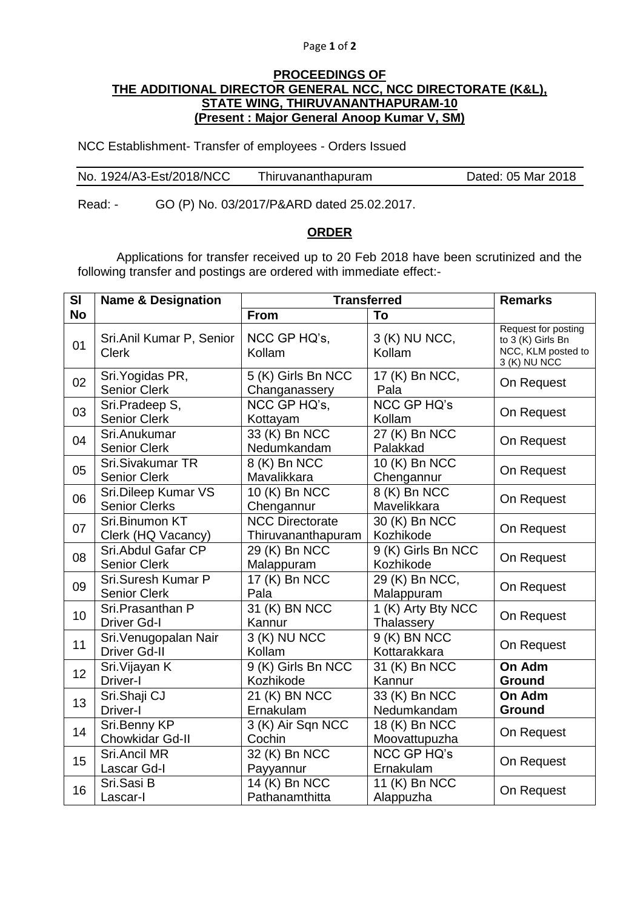**PROCEEDINGS OF**
**THE ADDITIONAL DIRECTOR GENERAL NCC, NCC DIRECTORATE (K&L), STATE WING, THIRUVANANTHAPURAM-10**
**(Present : Major General Anoop Kumar V, SM)**

NCC Establishment- Transfer of employees - Orders Issued

No. 1924/A3-Est/2018/NCC Thiruvananthapuram Dated: 05 Mar 2018

Read: - GO (P) No. 03/2017/P&ARD dated 25.02.2017.

## ORDER

Applications for transfer received up to 20 Feb 2018 have been scrutinized and the following transfer and postings are ordered with immediate effect:-

| Sl No | Name & Designation | Transferred | | Remarks |
|---|---|---|---|---|
| | | From | To | |
| 01 | Sri.Anil Kumar P, Senior Clerk | NCC GP HQ's, Kollam | 3 (K) NU NCC, Kollam | Request for posting to 3 (K) Girls Bn NCC, KLM posted to 3 (K) NU NCC |
| 02 | Sri.Yogidas PR, Senior Clerk | 5 (K) Girls Bn NCC Changanassery | 17 (K) Bn NCC, Pala | On Request |
| 03 | Sri.Pradeep S, Senior Clerk | NCC GP HQ's, Kottayam | NCC GP HQ's Kollam | On Request |
| 04 | Sri.Anukumar Senior Clerk | 33 (K) Bn NCC Nedumkandam | 27 (K) Bn NCC Palakkad | On Request |
| 05 | Sri.Sivakumar TR Senior Clerk | 8 (K) Bn NCC Mavalikkara | 10 (K) Bn NCC Chengannur | On Request |
| 06 | Sri.Dileep Kumar VS Senior Clerks | 10 (K) Bn NCC Chengannur | 8 (K) Bn NCC Mavelikkara | On Request |
| 07 | Sri.Binumon KT Clerk (HQ Vacancy) | NCC Directorate Thiruvananthapuram | 30 (K) Bn NCC Kozhikode | On Request |
| 08 | Sri.Abdul Gafar CP Senior Clerk | 29 (K) Bn NCC Malappuram | 9 (K) Girls Bn NCC Kozhikode | On Request |
| 09 | Sri.Suresh Kumar P Senior Clerk | 17 (K) Bn NCC Pala | 29 (K) Bn NCC, Malappuram | On Request |
| 10 | Sri.Prasanthan P Driver Gd-I | 31 (K) BN NCC Kannur | 1 (K) Arty Bty NCC Thalassery | On Request |
| 11 | Sri.Venugopalan Nair Driver Gd-II | 3 (K) NU NCC Kollam | 9 (K) BN NCC Kottarakkara | On Request |
| 12 | Sri.Vijayan K Driver-I | 9 (K) Girls Bn NCC Kozhikode | 31 (K) Bn NCC Kannur | **On Adm Ground** |
| 13 | Sri.Shaji CJ Driver-I | 21 (K) BN NCC Ernakulam | 33 (K) Bn NCC Nedumkandam | **On Adm Ground** |
| 14 | Sri.Benny KP Chowkidar Gd-II | 3 (K) Air Sqn NCC Cochin | 18 (K) Bn NCC Moovattupuzha | On Request |
| 15 | Sri.Ancil MR Lascar Gd-I | 32 (K) Bn NCC Payyannur | NCC GP HQ's Ernakulam | On Request |
| 16 | Sri.Sasi B Lascar-I | 14 (K) Bn NCC Pathanamthitta | 11 (K) Bn NCC Alappuzha | On Request |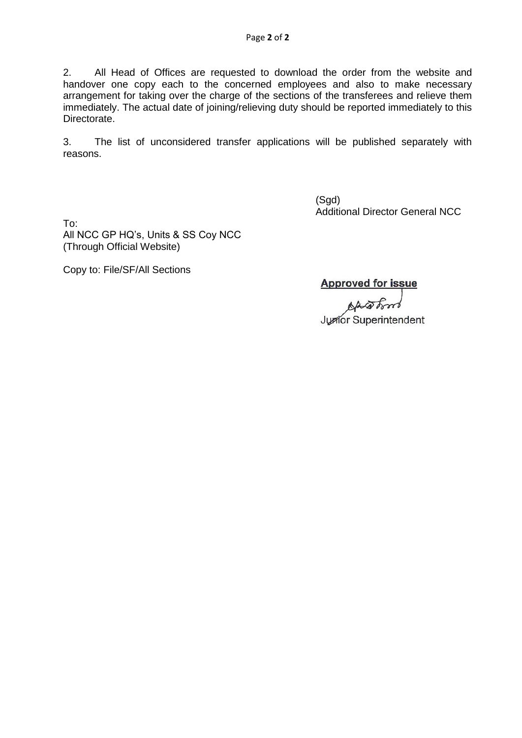2. All Head of Offices are requested to download the order from the website and handover one copy each to the concerned employees and also to make necessary arrangement for taking over the charge of the sections of the transferees and relieve them immediately. The actual date of joining/relieving duty should be reported immediately to this Directorate.

3. The list of unconsidered transfer applications will be published separately with reasons.

(Sgd)
Additional Director General NCC

To:
All NCC GP HQ's, Units & SS Coy NCC
(Through Official Website)

Copy to: File/SF/All Sections

**Approved for issue**

Junior Superintendent